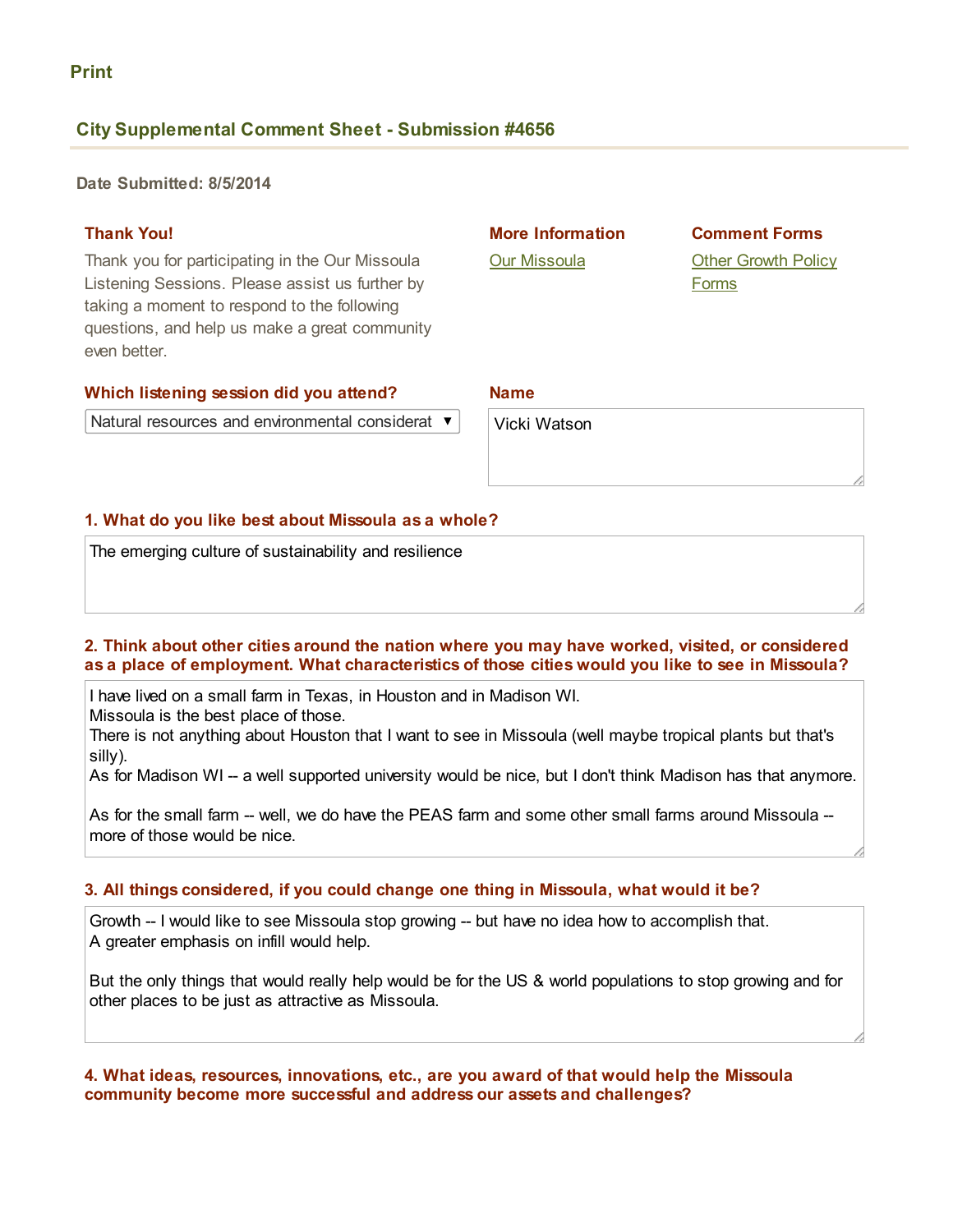Print

## City Supplemental Comment Sheet - Submission #4656

**Date Submitted: 8/5/2014**

### Thank You!

Thank you for participating in the Our Missoula Listening Sessions. Please assist us further by taking a moment to respond to the following questions, and help us make a great community even better.

### More Information

[Our Missoula]

### Comment Forms

[Other Growth Policy Forms]

**Which listening session did you attend?**

Natural resources and environmental considerat

**Name**

Vicki Watson

**1. What do you like best about Missoula as a whole?**

The emerging culture of sustainability and resilience

**2. Think about other cities around the nation where you may have worked, visited, or considered as a place of employment. What characteristics of those cities would you like to see in Missoula?**

I have lived on a small farm in Texas, in Houston and in Madison WI.
Missoula is the best place of those.
There is not anything about Houston that I want to see in Missoula (well maybe tropical plants but that's silly).
As for Madison WI -- a well supported university would be nice, but I don't think Madison has that anymore.

As for the small farm -- well, we do have the PEAS farm and some other small farms around Missoula -- more of those would be nice.

**3. All things considered, if you could change one thing in Missoula, what would it be?**

Growth -- I would like to see Missoula stop growing -- but have no idea how to accomplish that.
A greater emphasis on infill would help.

But the only things that would really help would be for the US & world populations to stop growing and for other places to be just as attractive as Missoula.

**4. What ideas, resources, innovations, etc., are you award of that would help the Missoula community become more successful and address our assets and challenges?**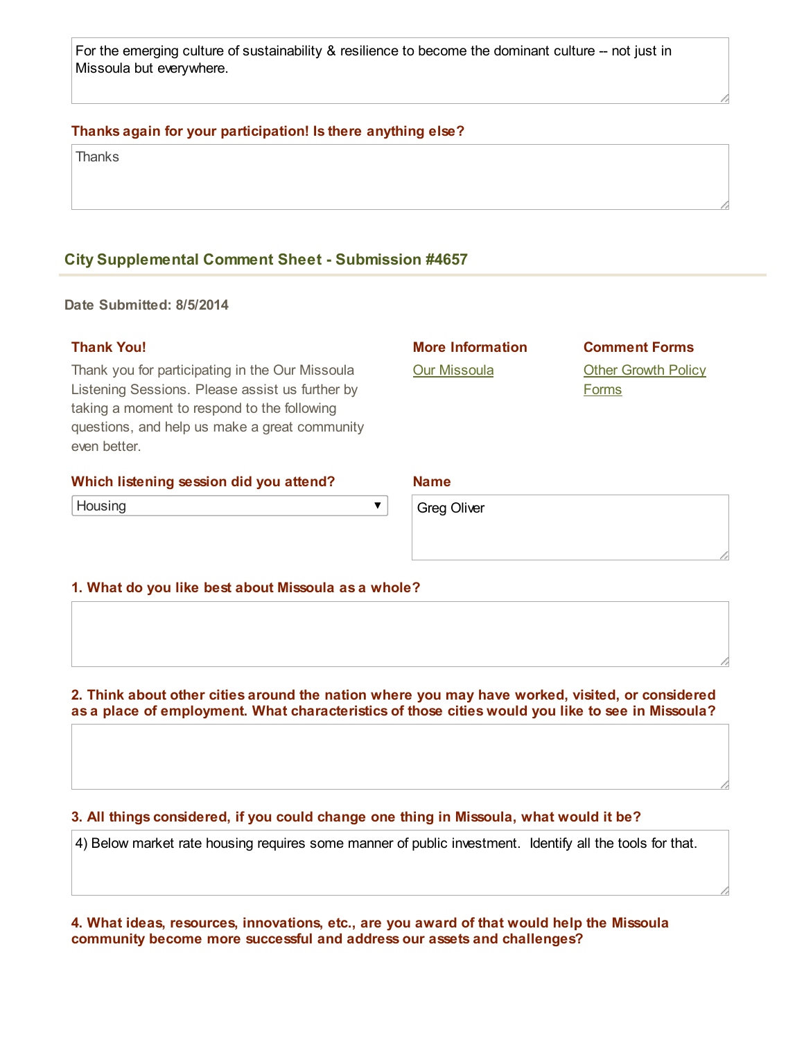For the emerging culture of sustainability & resilience to become the dominant culture -- not just in Missoula but everywhere.

**Thanks again for your participation! Is there anything else?**

Thanks

## City Supplemental Comment Sheet - Submission #4657

**Date Submitted: 8/5/2014**

**Thank You!**

Thank you for participating in the Our Missoula Listening Sessions. Please assist us further by taking a moment to respond to the following questions, and help us make a great community even better.

**More Information**

Our Missoula

**Comment Forms**

Other Growth Policy Forms

**Which listening session did you attend?**

Housing

**Name**

Greg Oliver

**1. What do you like best about Missoula as a whole?**

**2. Think about other cities around the nation where you may have worked, visited, or considered as a place of employment. What characteristics of those cities would you like to see in Missoula?**

**3. All things considered, if you could change one thing in Missoula, what would it be?**

4) Below market rate housing requires some manner of public investment. Identify all the tools for that.

**4. What ideas, resources, innovations, etc., are you award of that would help the Missoula community become more successful and address our assets and challenges?**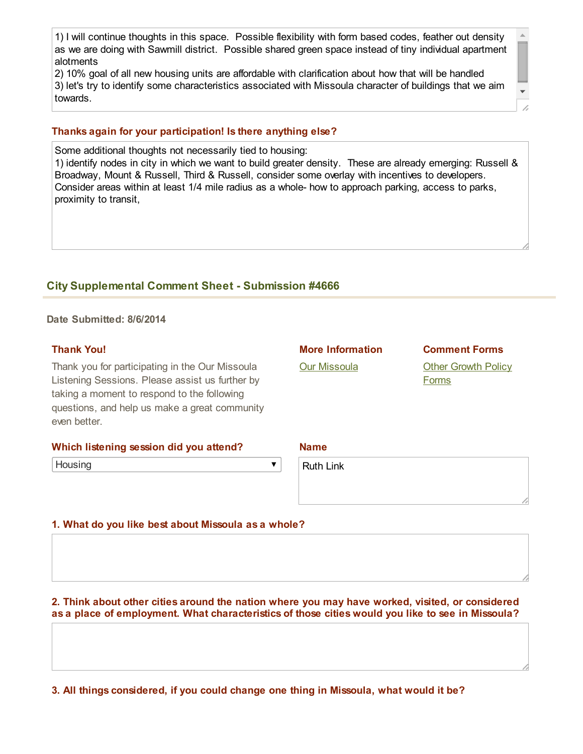1) I will continue thoughts in this space. Possible flexibility with form based codes, feather out density as we are doing with Sawmill district. Possible shared green space instead of tiny individual apartment alotments
2) 10% goal of all new housing units are affordable with clarification about how that will be handled
3) let's try to identify some characteristics associated with Missoula character of buildings that we aim towards.

**Thanks again for your participation! Is there anything else?**

Some additional thoughts not necessarily tied to housing:
1) identify nodes in city in which we want to build greater density. These are already emerging: Russell & Broadway, Mount & Russell, Third & Russell, consider some overlay with incentives to developers. Consider areas within at least 1/4 mile radius as a whole- how to approach parking, access to parks, proximity to transit,

## City Supplemental Comment Sheet - Submission #4666

**Date Submitted: 8/6/2014**

**Thank You!**

Thank you for participating in the Our Missoula Listening Sessions. Please assist us further by taking a moment to respond to the following questions, and help us make a great community even better.

**More Information**

Our Missoula

**Comment Forms**

Other Growth Policy Forms

**Which listening session did you attend?**

Housing

**Name**

Ruth Link

**1. What do you like best about Missoula as a whole?**

**2. Think about other cities around the nation where you may have worked, visited, or considered as a place of employment. What characteristics of those cities would you like to see in Missoula?**

**3. All things considered, if you could change one thing in Missoula, what would it be?**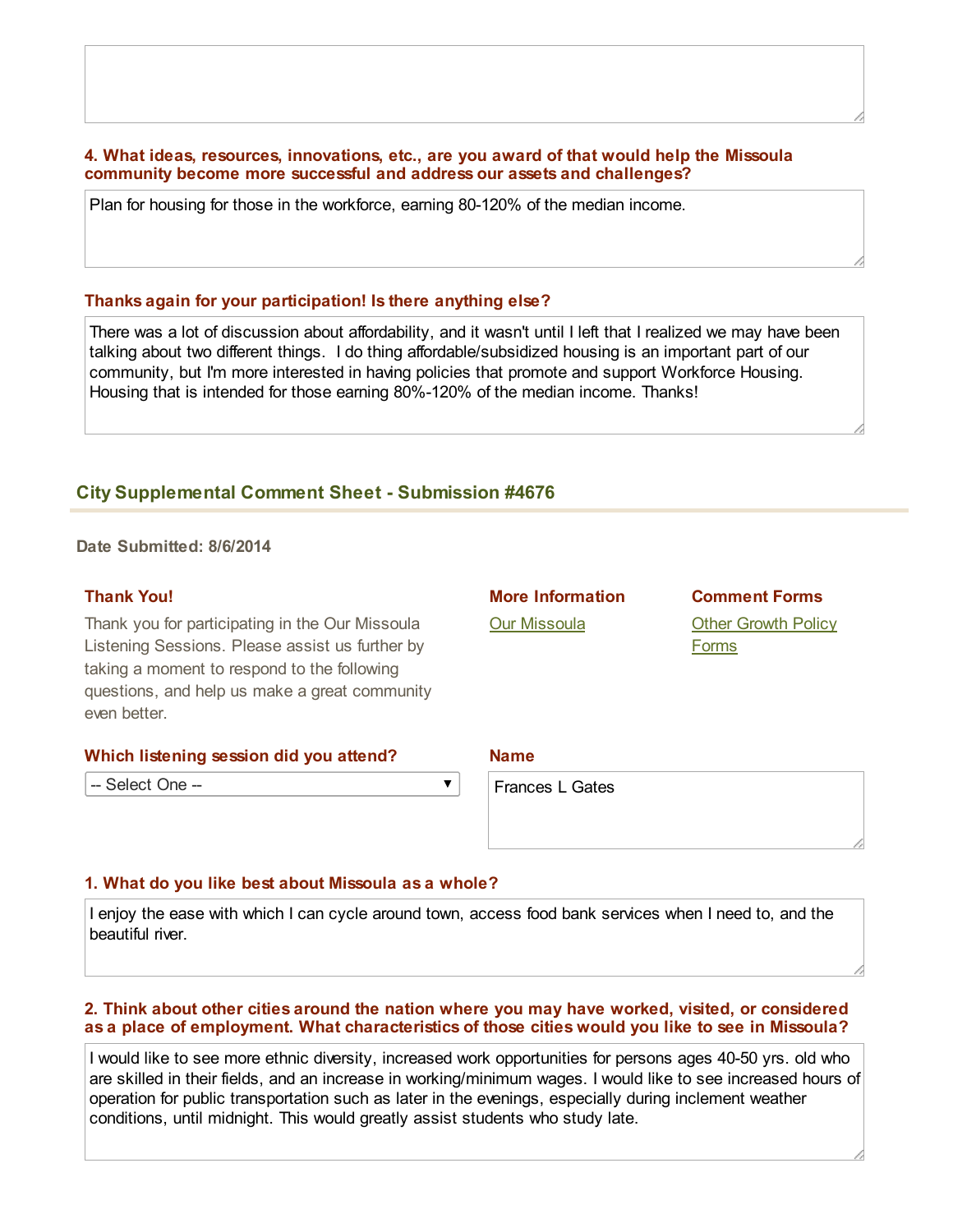**4. What ideas, resources, innovations, etc., are you award of that would help the Missoula community become more successful and address our assets and challenges?**

Plan for housing for those in the workforce, earning 80-120% of the median income.

**Thanks again for your participation! Is there anything else?**

There was a lot of discussion about affordability, and it wasn't until I left that I realized we may have been talking about two different things. I do thing affordable/subsidized housing is an important part of our community, but I'm more interested in having policies that promote and support Workforce Housing. Housing that is intended for those earning 80%-120% of the median income. Thanks!

## City Supplemental Comment Sheet - Submission #4676

**Date Submitted: 8/6/2014**

**Thank You!**

Thank you for participating in the Our Missoula Listening Sessions. Please assist us further by taking a moment to respond to the following questions, and help us make a great community even better.

**More Information**

Our Missoula

**Comment Forms**

Other Growth Policy Forms

**Which listening session did you attend?**

-- Select One --

**Name**

Frances L Gates

**1. What do you like best about Missoula as a whole?**

I enjoy the ease with which I can cycle around town, access food bank services when I need to, and the beautiful river.

**2. Think about other cities around the nation where you may have worked, visited, or considered as a place of employment. What characteristics of those cities would you like to see in Missoula?**

I would like to see more ethnic diversity, increased work opportunities for persons ages 40-50 yrs. old who are skilled in their fields, and an increase in working/minimum wages. I would like to see increased hours of operation for public transportation such as later in the evenings, especially during inclement weather conditions, until midnight. This would greatly assist students who study late.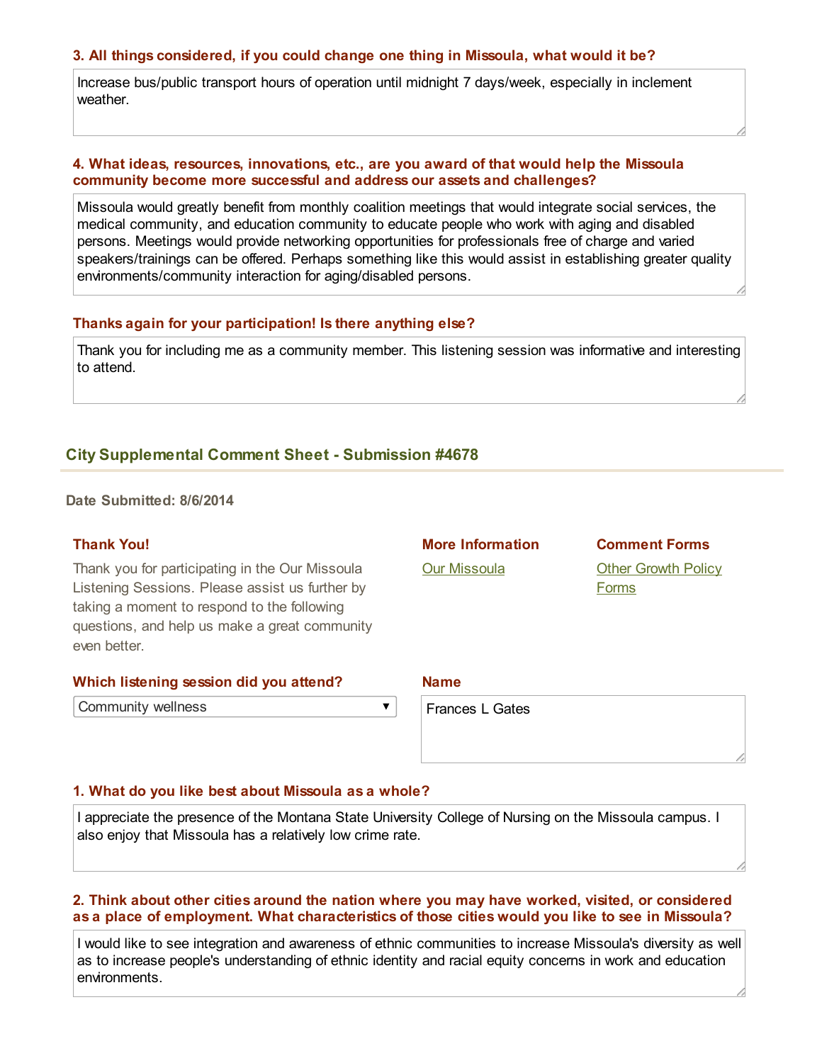#### 3. All things considered, if you could change one thing in Missoula, what would it be?

Increase bus/public transport hours of operation until midnight 7 days/week, especially in inclement weather.

#### 4. What ideas, resources, innovations, etc., are you award of that would help the Missoula community become more successful and address our assets and challenges?

Missoula would greatly benefit from monthly coalition meetings that would integrate social services, the medical community, and education community to educate people who work with aging and disabled persons. Meetings would provide networking opportunities for professionals free of charge and varied speakers/trainings can be offered. Perhaps something like this would assist in establishing greater quality environments/community interaction for aging/disabled persons.

#### Thanks again for your participation! Is there anything else?

Thank you for including me as a community member. This listening session was informative and interesting to attend.

## City Supplemental Comment Sheet - Submission #4678

**Date Submitted: 8/6/2014**

#### Thank You!

Thank you for participating in the Our Missoula Listening Sessions. Please assist us further by taking a moment to respond to the following questions, and help us make a great community even better.

#### More Information

Our Missoula

#### Comment Forms

Other Growth Policy Forms

#### Which listening session did you attend?

Community wellness

#### Name

Frances L Gates

#### 1. What do you like best about Missoula as a whole?

I appreciate the presence of the Montana State University College of Nursing on the Missoula campus. I also enjoy that Missoula has a relatively low crime rate.

#### 2. Think about other cities around the nation where you may have worked, visited, or considered as a place of employment. What characteristics of those cities would you like to see in Missoula?

I would like to see integration and awareness of ethnic communities to increase Missoula's diversity as well as to increase people's understanding of ethnic identity and racial equity concerns in work and education environments.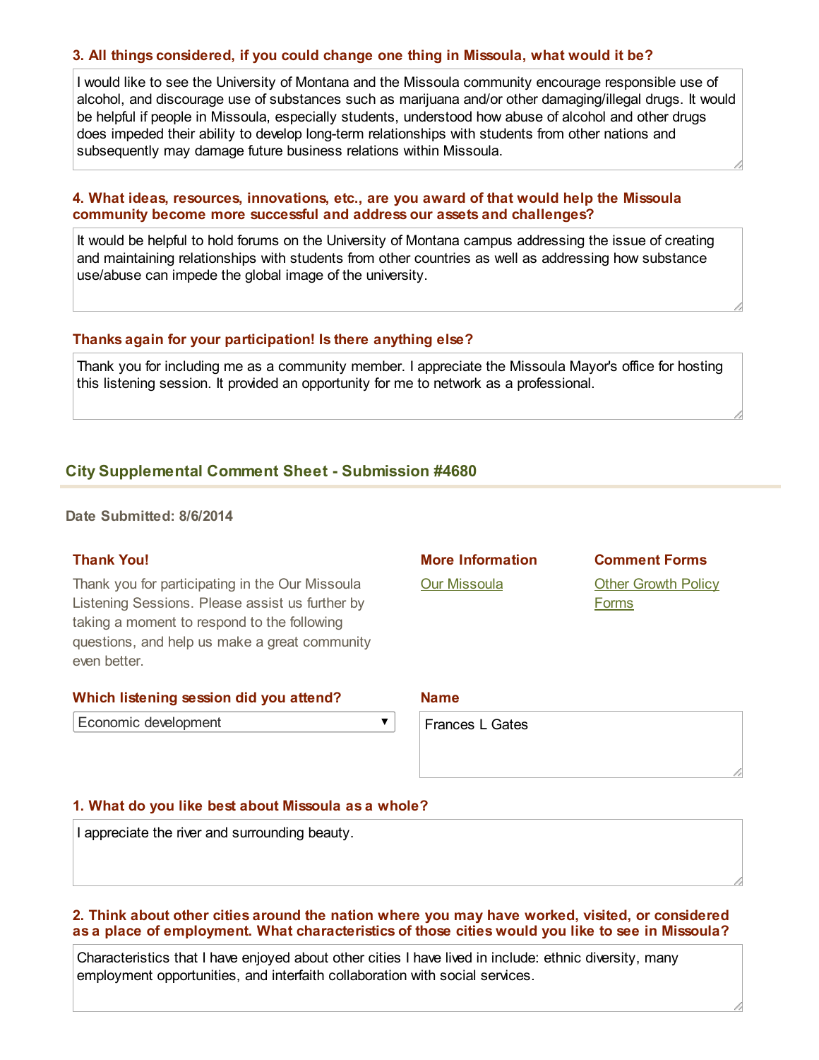### 3. All things considered, if you could change one thing in Missoula, what would it be?

I would like to see the University of Montana and the Missoula community encourage responsible use of alcohol, and discourage use of substances such as marijuana and/or other damaging/illegal drugs. It would be helpful if people in Missoula, especially students, understood how abuse of alcohol and other drugs does impeded their ability to develop long-term relationships with students from other nations and subsequently may damage future business relations within Missoula.

### 4. What ideas, resources, innovations, etc., are you award of that would help the Missoula community become more successful and address our assets and challenges?

It would be helpful to hold forums on the University of Montana campus addressing the issue of creating and maintaining relationships with students from other countries as well as addressing how substance use/abuse can impede the global image of the university.

### Thanks again for your participation! Is there anything else?

Thank you for including me as a community member. I appreciate the Missoula Mayor's office for hosting this listening session. It provided an opportunity for me to network as a professional.

## City Supplemental Comment Sheet - Submission #4680

**Date Submitted: 8/6/2014**

### Thank You!

Thank you for participating in the Our Missoula Listening Sessions. Please assist us further by taking a moment to respond to the following questions, and help us make a great community even better.

### More Information

Our Missoula

### Comment Forms

Other Growth Policy Forms

### Which listening session did you attend?

Economic development

### Name

Frances L Gates

### 1. What do you like best about Missoula as a whole?

I appreciate the river and surrounding beauty.

### 2. Think about other cities around the nation where you may have worked, visited, or considered as a place of employment. What characteristics of those cities would you like to see in Missoula?

Characteristics that I have enjoyed about other cities I have lived in include: ethnic diversity, many employment opportunities, and interfaith collaboration with social services.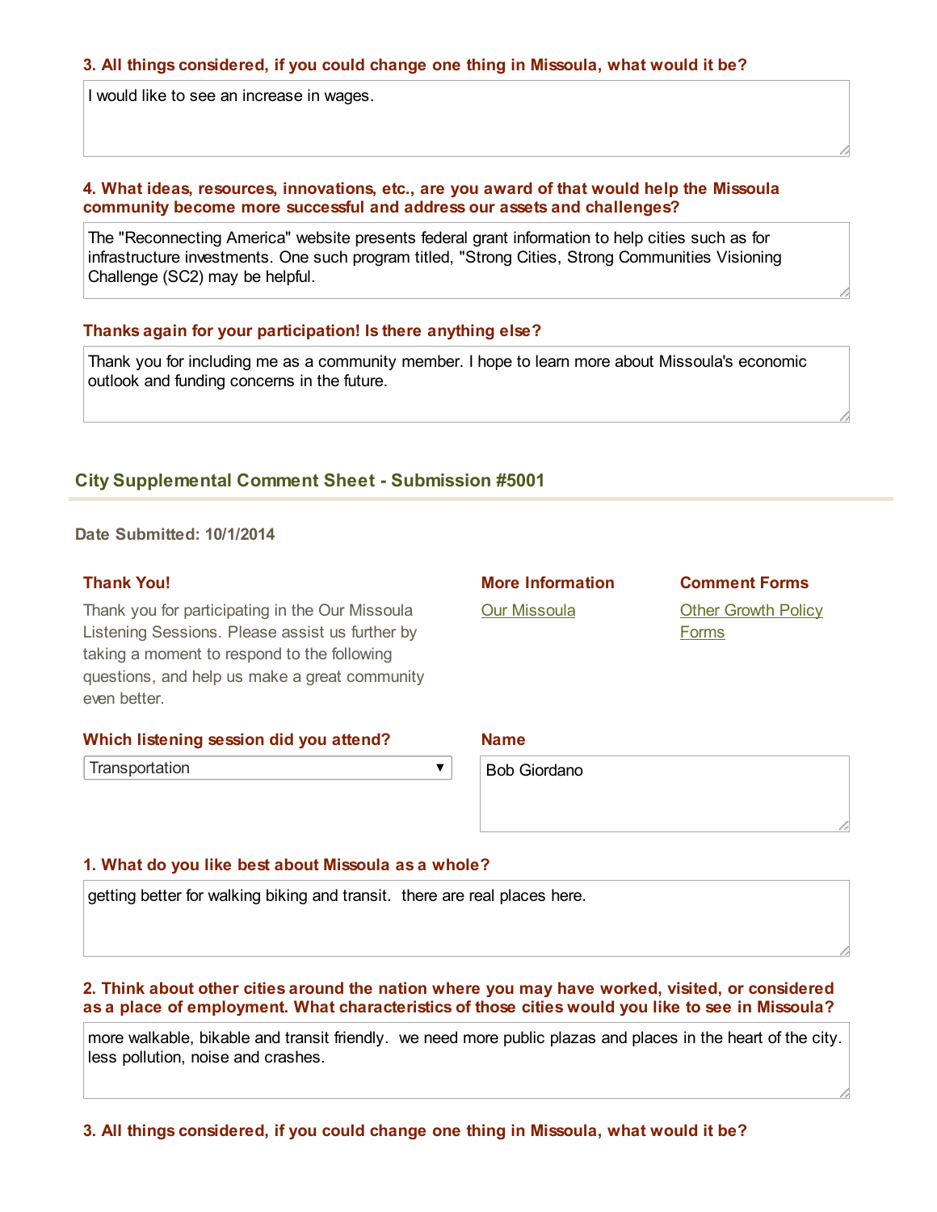**3. All things considered, if you could change one thing in Missoula, what would it be?**

I would like to see an increase in wages.

**4. What ideas, resources, innovations, etc., are you award of that would help the Missoula community become more successful and address our assets and challenges?**

The "Reconnecting America" website presents federal grant information to help cities such as for infrastructure investments. One such program titled, "Strong Cities, Strong Communities Visioning Challenge (SC2) may be helpful.

**Thanks again for your participation! Is there anything else?**

Thank you for including me as a community member. I hope to learn more about Missoula's economic outlook and funding concerns in the future.

## City Supplemental Comment Sheet - Submission #5001

**Date Submitted: 10/1/2014**

**Thank You!**

Thank you for participating in the Our Missoula Listening Sessions. Please assist us further by taking a moment to respond to the following questions, and help us make a great community even better.

**More Information**

Our Missoula

**Comment Forms**

Other Growth Policy Forms

**Which listening session did you attend?**

Transportation

**Name**

Bob Giordano

**1. What do you like best about Missoula as a whole?**

getting better for walking biking and transit. there are real places here.

**2. Think about other cities around the nation where you may have worked, visited, or considered as a place of employment. What characteristics of those cities would you like to see in Missoula?**

more walkable, bikable and transit friendly. we need more public plazas and places in the heart of the city. less pollution, noise and crashes.

**3. All things considered, if you could change one thing in Missoula, what would it be?**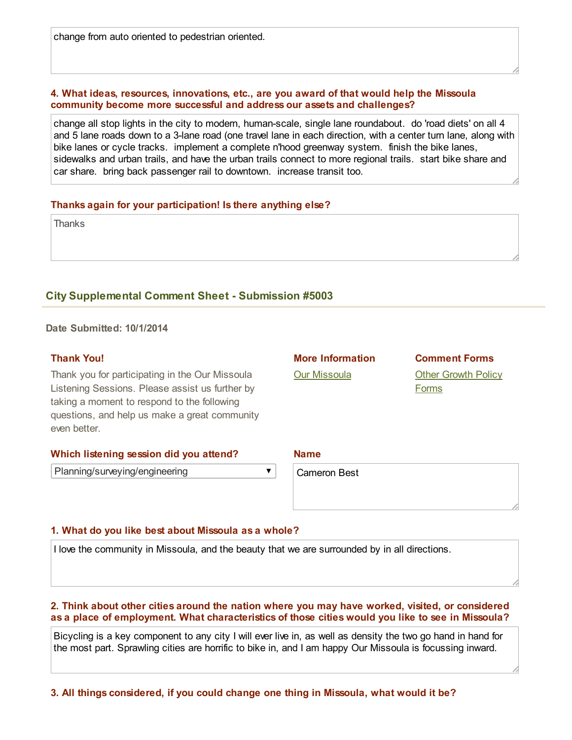change from auto oriented to pedestrian oriented.

**4. What ideas, resources, innovations, etc., are you award of that would help the Missoula community become more successful and address our assets and challenges?**

change all stop lights in the city to modern, human-scale, single lane roundabout. do 'road diets' on all 4 and 5 lane roads down to a 3-lane road (one travel lane in each direction, with a center turn lane, along with bike lanes or cycle tracks. implement a complete n'hood greenway system. finish the bike lanes, sidewalks and urban trails, and have the urban trails connect to more regional trails. start bike share and car share. bring back passenger rail to downtown. increase transit too.

**Thanks again for your participation! Is there anything else?**

Thanks

## City Supplemental Comment Sheet - Submission #5003

**Date Submitted: 10/1/2014**

**Thank You!**

Thank you for participating in the Our Missoula Listening Sessions. Please assist us further by taking a moment to respond to the following questions, and help us make a great community even better.

**More Information**

Our Missoula

**Comment Forms**

Other Growth Policy Forms

**Which listening session did you attend?**

Planning/surveying/engineering

**Name**

Cameron Best

**1. What do you like best about Missoula as a whole?**

I love the community in Missoula, and the beauty that we are surrounded by in all directions.

**2. Think about other cities around the nation where you may have worked, visited, or considered as a place of employment. What characteristics of those cities would you like to see in Missoula?**

Bicycling is a key component to any city I will ever live in, as well as density the two go hand in hand for the most part. Sprawling cities are horrific to bike in, and I am happy Our Missoula is focussing inward.

**3. All things considered, if you could change one thing in Missoula, what would it be?**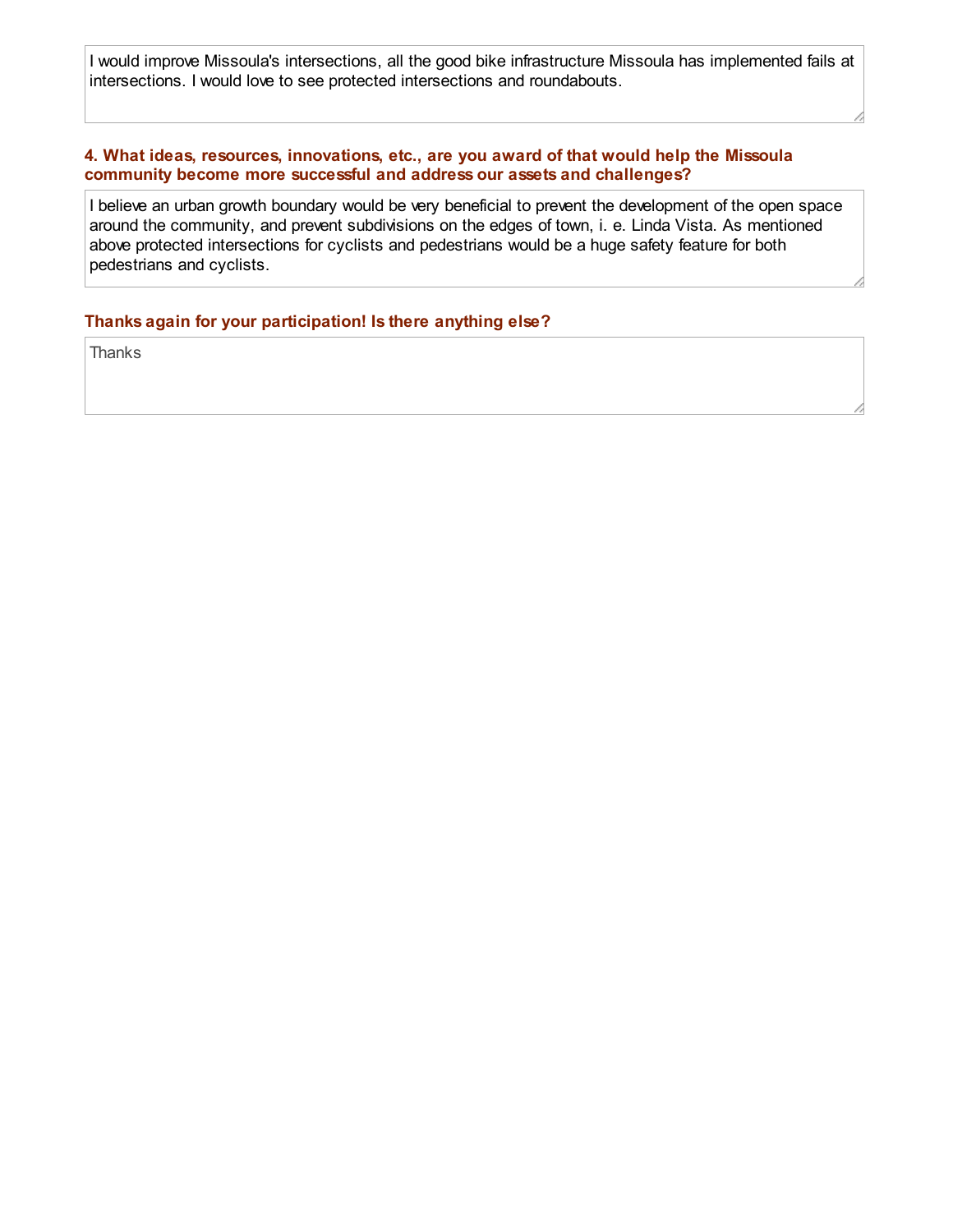I would improve Missoula's intersections, all the good bike infrastructure Missoula has implemented fails at intersections. I would love to see protected intersections and roundabouts.

**4. What ideas, resources, innovations, etc., are you award of that would help the Missoula community become more successful and address our assets and challenges?**

I believe an urban growth boundary would be very beneficial to prevent the development of the open space around the community, and prevent subdivisions on the edges of town, i. e. Linda Vista. As mentioned above protected intersections for cyclists and pedestrians would be a huge safety feature for both pedestrians and cyclists.

**Thanks again for your participation! Is there anything else?**

Thanks